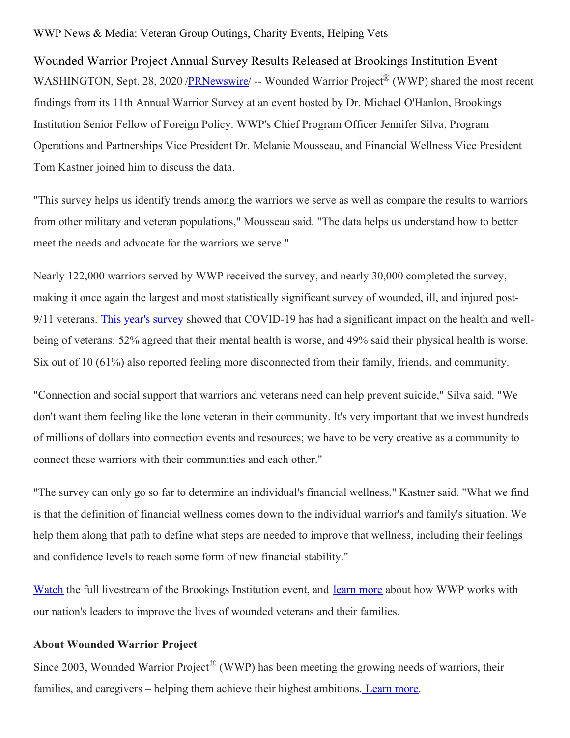WWP News & Media: Veteran Group Outings, Charity Events, Helping Vets

# Wounded Warrior Project Annual Survey Results Released at Brookings Institution Event

WASHINGTON, Sept. 28, 2020 /PRNewswire/ -- Wounded Warrior Project® (WWP) shared the most recent findings from its 11th Annual Warrior Survey at an event hosted by Dr. Michael O'Hanlon, Brookings Institution Senior Fellow of Foreign Policy. WWP's Chief Program Officer Jennifer Silva, Program Operations and Partnerships Vice President Dr. Melanie Mousseau, and Financial Wellness Vice President Tom Kastner joined him to discuss the data.

"This survey helps us identify trends among the warriors we serve as well as compare the results to warriors from other military and veteran populations," Mousseau said. "The data helps us understand how to better meet the needs and advocate for the warriors we serve."

Nearly 122,000 warriors served by WWP received the survey, and nearly 30,000 completed the survey, making it once again the largest and most statistically significant survey of wounded, ill, and injured post-9/11 veterans. This year's survey showed that COVID-19 has had a significant impact on the health and well-being of veterans: 52% agreed that their mental health is worse, and 49% said their physical health is worse. Six out of 10 (61%) also reported feeling more disconnected from their family, friends, and community.

"Connection and social support that warriors and veterans need can help prevent suicide," Silva said. "We don't want them feeling like the lone veteran in their community. It's very important that we invest hundreds of millions of dollars into connection events and resources; we have to be very creative as a community to connect these warriors with their communities and each other."

"The survey can only go so far to determine an individual's financial wellness," Kastner said. "What we find is that the definition of financial wellness comes down to the individual warrior's and family's situation. We help them along that path to define what steps are needed to improve that wellness, including their feelings and confidence levels to reach some form of new financial stability."

Watch the full livestream of the Brookings Institution event, and learn more about how WWP works with our nation's leaders to improve the lives of wounded veterans and their families.

**About Wounded Warrior Project**

Since 2003, Wounded Warrior Project® (WWP) has been meeting the growing needs of warriors, their families, and caregivers – helping them achieve their highest ambitions. Learn more.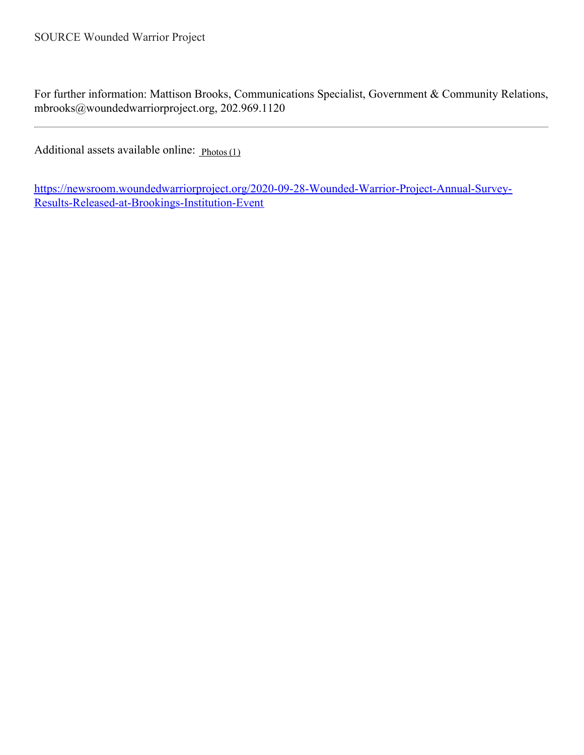SOURCE Wounded Warrior Project

For further information: Mattison Brooks, Communications Specialist, Government & Community Relations, mbrooks@woundedwarriorproject.org, 202.969.1120

---

Additional assets available online: Photos (1)

https://newsroom.woundedwarriorproject.org/2020-09-28-Wounded-Warrior-Project-Annual-Survey-Results-Released-at-Brookings-Institution-Event